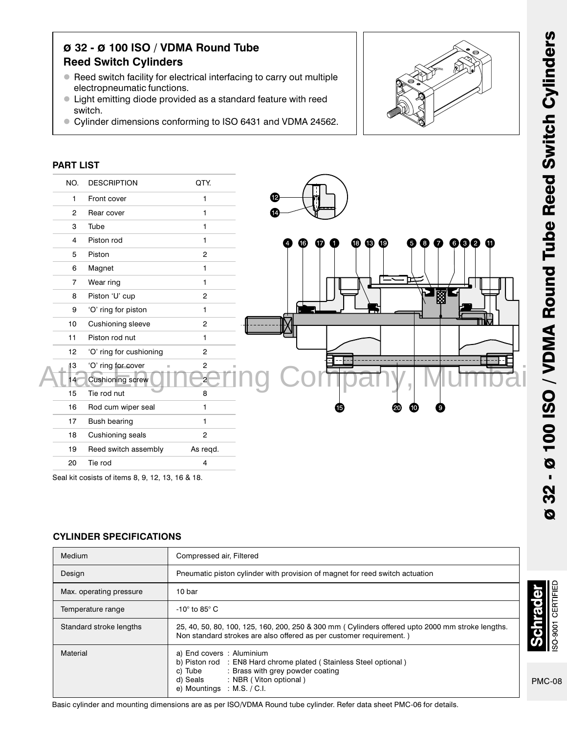## ø 32 - ø 100 ISO / VDMA Round Tube Reed Switch Cylinders

- Reed switch facility for electrical interfacing to carry out multiple electropneumatic functions.
- Light emitting diode provided as a standard feature with reed switch.
- Cylinder dimensions conforming to ISO 6431 and VDMA 24562.

### PART LIST

| NO. | DESCRIPTION | QTY. |
|---|---|---|
| 1 | Front cover | 1 |
| 2 | Rear cover | 1 |
| 3 | Tube | 1 |
| 4 | Piston rod | 1 |
| 5 | Piston | 2 |
| 6 | Magnet | 1 |
| 7 | Wear ring | 1 |
| 8 | Piston 'U' cup | 2 |
| 9 | 'O' ring for piston | 1 |
| 10 | Cushioning sleeve | 2 |
| 11 | Piston rod nut | 1 |
| 12 | 'O' ring for cushioning | 2 |
| 13 | 'O' ring for cover | 2 |
| 14 | Cushioning screw | 2 |
| 15 | Tie rod nut | 8 |
| 16 | Rod cum wiper seal | 1 |
| 17 | Bush bearing | 1 |
| 18 | Cushioning seals | 2 |
| 19 | Reed switch assembly | As reqd. |
| 20 | Tie rod | 4 |

Seal kit cosists of items 8, 9, 12, 13, 16 & 18.

### CYLINDER SPECIFICATIONS

| | |
|---|---|
| Medium | Compressed air, Filtered |
| Design | Pneumatic piston cylinder with provision of magnet for reed switch actuation |
| Max. operating pressure | 10 bar |
| Temperature range | -10° to 85° C |
| Standard stroke lengths | 25, 40, 50, 80, 100, 125, 160, 200, 250 & 300 mm ( Cylinders offered upto 2000 mm stroke lengths. Non standard strokes are also offered as per customer requirement. ) |
| Material | a) End covers : Aluminium<br>b) Piston rod : EN8 Hard chrome plated ( Stainless Steel optional )<br>c) Tube : Brass with grey powder coating<br>d) Seals : NBR ( Viton optional )<br>e) Mountings : M.S. / C.I. |

Basic cylinder and mounting dimensions are as per ISO/VDMA Round tube cylinder. Refer data sheet PMC-06 for details.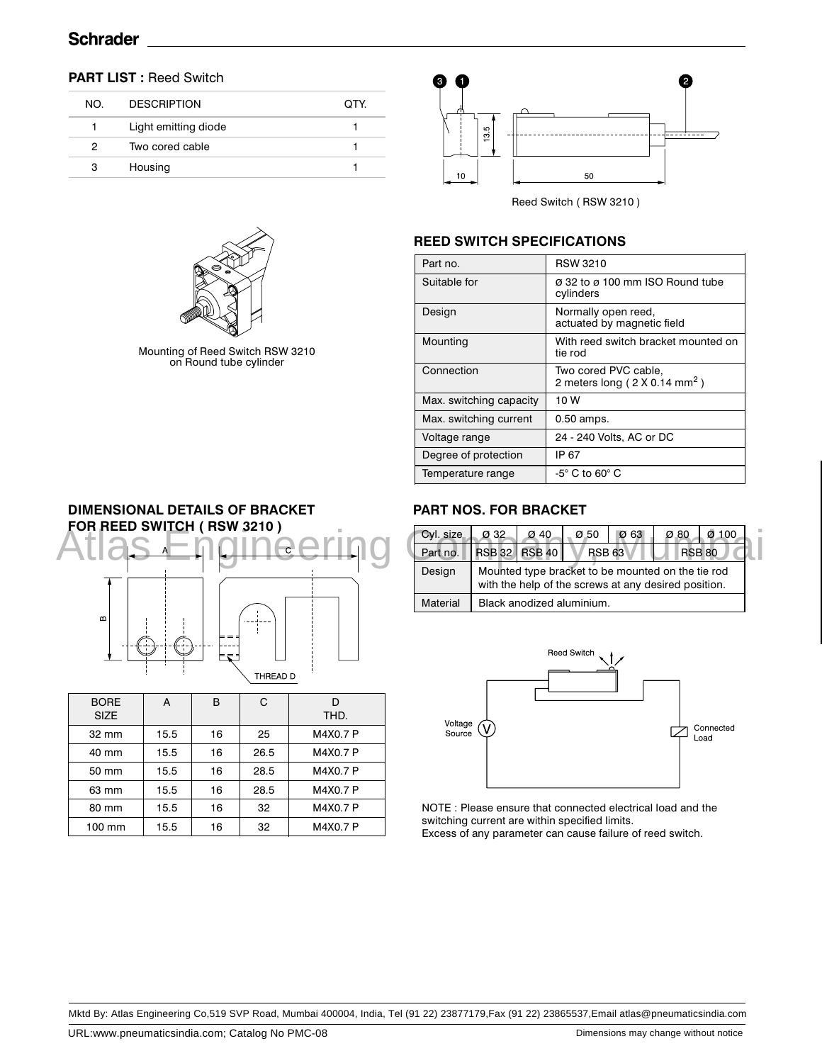## PART LIST : Reed Switch

| NO. | DESCRIPTION | QTY. |
|---|---|---|
| 1 | Light emitting diode | 1 |
| 2 | Two cored cable | 1 |
| 3 | Housing | 1 |

3 1 2

13.5

10

50

Reed Switch ( RSW 3210 )

Mounting of Reed Switch RSW 3210 on Round tube cylinder

## REED SWITCH SPECIFICATIONS

| | |
|---|---|
| Part no. | RSW 3210 |
| Suitable for | ø 32 to ø 100 mm ISO Round tube cylinders |
| Design | Normally open reed, actuated by magnetic field |
| Mounting | With reed switch bracket mounted on tie rod |
| Connection | Two cored PVC cable, 2 meters long ( 2 X 0.14 mm$^2$ ) |
| Max. switching capacity | 10 W |
| Max. switching current | 0.50 amps. |
| Voltage range | 24 - 240 Volts, AC or DC |
| Degree of protection | IP 67 |
| Temperature range | -5° C to 60° C |

## DIMENSIONAL DETAILS OF BRACKET FOR REED SWITCH ( RSW 3210 )

A

C

B

THREAD D

| BORE SIZE | A | B | C | D THD. |
|---|---|---|---|---|
| 32 mm | 15.5 | 16 | 25 | M4X0.7 P |
| 40 mm | 15.5 | 16 | 26.5 | M4X0.7 P |
| 50 mm | 15.5 | 16 | 28.5 | M4X0.7 P |
| 63 mm | 15.5 | 16 | 28.5 | M4X0.7 P |
| 80 mm | 15.5 | 16 | 32 | M4X0.7 P |
| 100 mm | 15.5 | 16 | 32 | M4X0.7 P |

## PART NOS. FOR BRACKET

| Cyl. size | Ø 32 | Ø 40 | Ø 50 | Ø 63 | Ø 80 | Ø 100 |
|---|---|---|---|---|---|---|
| Part no. | RSB 32 | RSB 40 | RSB 63 | | RSB 80 | |
| Design | Mounted type bracket to be mounted on the tie rod with the help of the screws at any desired position. | | | | | |
| Material | Black anodized aluminium. | | | | | |

Reed Switch

Voltage Source

Connected Load

NOTE : Please ensure that connected electrical load and the switching current are within specified limits.
Excess of any parameter can cause failure of reed switch.